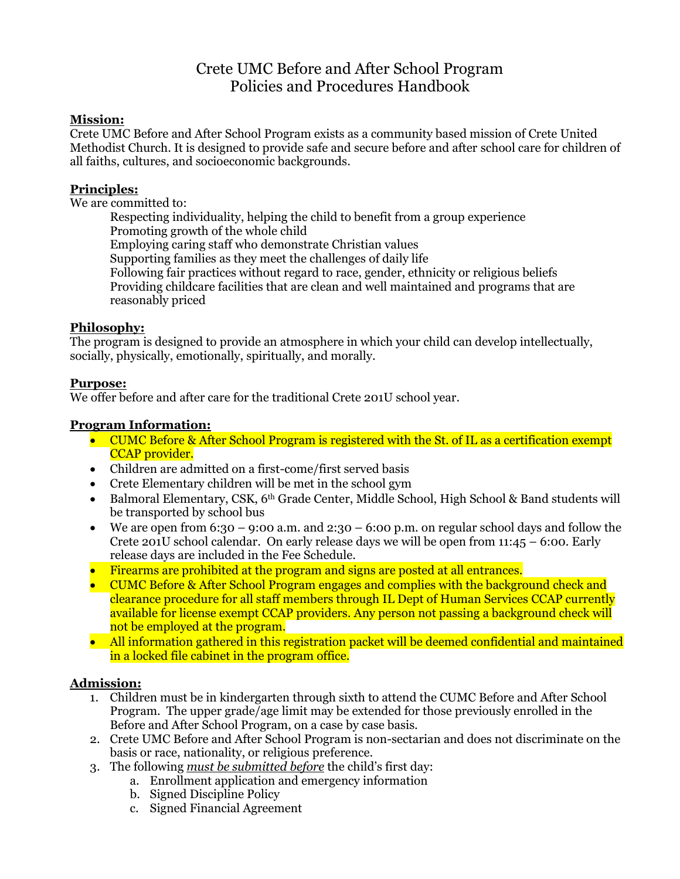# Crete UMC Before and After School Program
# Policies and Procedures Handbook

**Mission:**

Crete UMC Before and After School Program exists as a community based mission of Crete United Methodist Church. It is designed to provide safe and secure before and after school care for children of all faiths, cultures, and socioeconomic backgrounds.

**Principles:**

We are committed to:

Respecting individuality, helping the child to benefit from a group experience
Promoting growth of the whole child
Employing caring staff who demonstrate Christian values
Supporting families as they meet the challenges of daily life
Following fair practices without regard to race, gender, ethnicity or religious beliefs
Providing childcare facilities that are clean and well maintained and programs that are reasonably priced

**Philosophy:**

The program is designed to provide an atmosphere in which your child can develop intellectually, socially, physically, emotionally, spiritually, and morally.

**Purpose:**

We offer before and after care for the traditional Crete 201U school year.

**Program Information:**

- CUMC Before & After School Program is registered with the St. of IL as a certification exempt CCAP provider.
- Children are admitted on a first-come/first served basis
- Crete Elementary children will be met in the school gym
- Balmoral Elementary, CSK, 6th Grade Center, Middle School, High School & Band students will be transported by school bus
- We are open from 6:30 – 9:00 a.m. and 2:30 – 6:00 p.m. on regular school days and follow the Crete 201U school calendar. On early release days we will be open from 11:45 – 6:00. Early release days are included in the Fee Schedule.
- Firearms are prohibited at the program and signs are posted at all entrances.
- CUMC Before & After School Program engages and complies with the background check and clearance procedure for all staff members through IL Dept of Human Services CCAP currently available for license exempt CCAP providers. Any person not passing a background check will not be employed at the program.
- All information gathered in this registration packet will be deemed confidential and maintained in a locked file cabinet in the program office.

**Admission:**

1. Children must be in kindergarten through sixth to attend the CUMC Before and After School Program. The upper grade/age limit may be extended for those previously enrolled in the Before and After School Program, on a case by case basis.
2. Crete UMC Before and After School Program is non-sectarian and does not discriminate on the basis or race, nationality, or religious preference.
3. The following *__must be submitted before__* the child's first day:
   a. Enrollment application and emergency information
   b. Signed Discipline Policy
   c. Signed Financial Agreement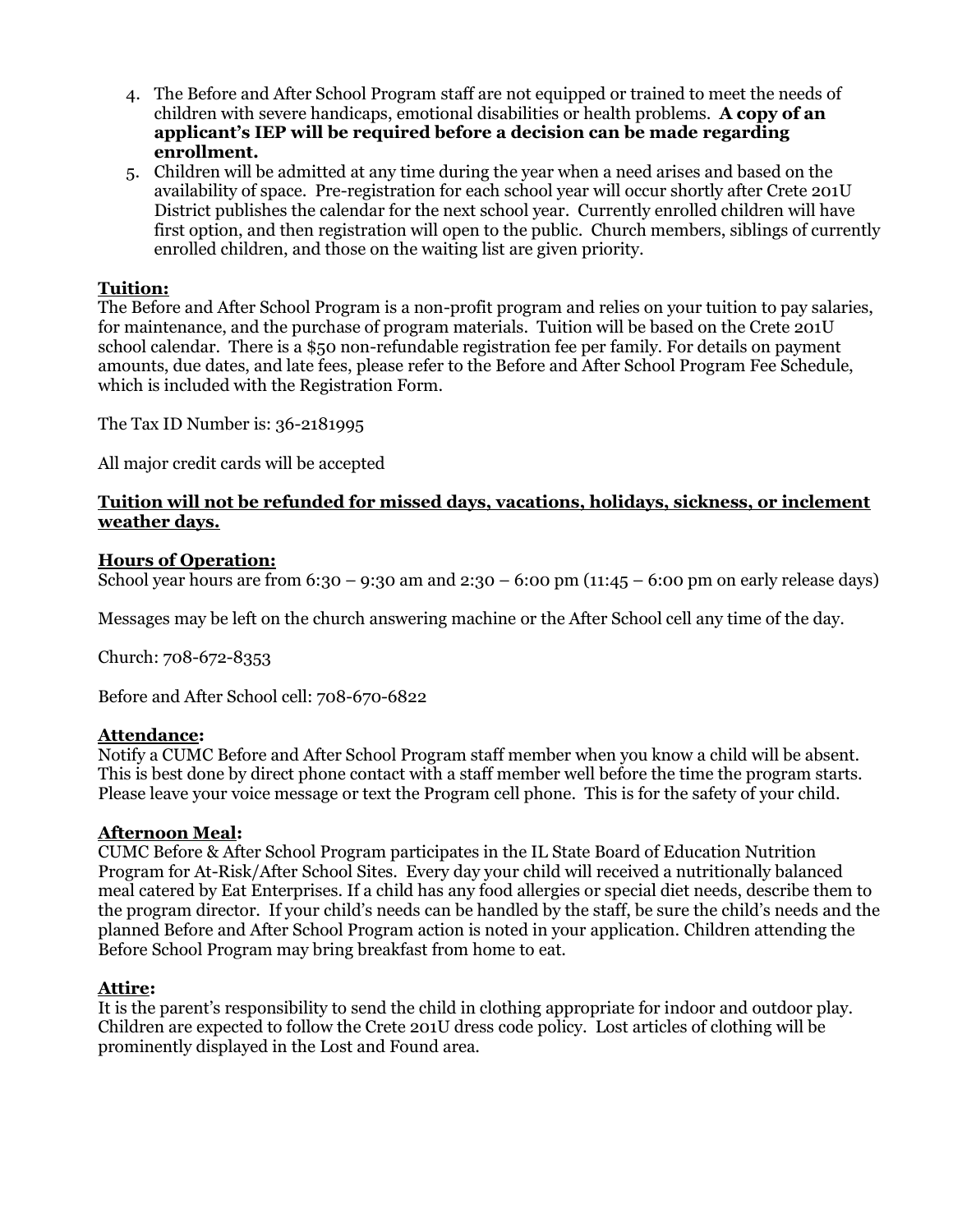4. The Before and After School Program staff are not equipped or trained to meet the needs of children with severe handicaps, emotional disabilities or health problems. **A copy of an applicant's IEP will be required before a decision can be made regarding enrollment.**
5. Children will be admitted at any time during the year when a need arises and based on the availability of space. Pre-registration for each school year will occur shortly after Crete 201U District publishes the calendar for the next school year. Currently enrolled children will have first option, and then registration will open to the public. Church members, siblings of currently enrolled children, and those on the waiting list are given priority.

**Tuition:**

The Before and After School Program is a non-profit program and relies on your tuition to pay salaries, for maintenance, and the purchase of program materials. Tuition will be based on the Crete 201U school calendar. There is a $50 non-refundable registration fee per family. For details on payment amounts, due dates, and late fees, please refer to the Before and After School Program Fee Schedule, which is included with the Registration Form.

The Tax ID Number is: 36-2181995

All major credit cards will be accepted

**Tuition will not be refunded for missed days, vacations, holidays, sickness, or inclement weather days.**

**Hours of Operation:**

School year hours are from 6:30 – 9:30 am and 2:30 – 6:00 pm (11:45 – 6:00 pm on early release days)

Messages may be left on the church answering machine or the After School cell any time of the day.

Church: 708-672-8353

Before and After School cell: 708-670-6822

**Attendance:**

Notify a CUMC Before and After School Program staff member when you know a child will be absent. This is best done by direct phone contact with a staff member well before the time the program starts. Please leave your voice message or text the Program cell phone. This is for the safety of your child.

**Afternoon Meal:**

CUMC Before & After School Program participates in the IL State Board of Education Nutrition Program for At-Risk/After School Sites. Every day your child will received a nutritionally balanced meal catered by Eat Enterprises. If a child has any food allergies or special diet needs, describe them to the program director. If your child's needs can be handled by the staff, be sure the child's needs and the planned Before and After School Program action is noted in your application. Children attending the Before School Program may bring breakfast from home to eat.

**Attire:**

It is the parent's responsibility to send the child in clothing appropriate for indoor and outdoor play. Children are expected to follow the Crete 201U dress code policy. Lost articles of clothing will be prominently displayed in the Lost and Found area.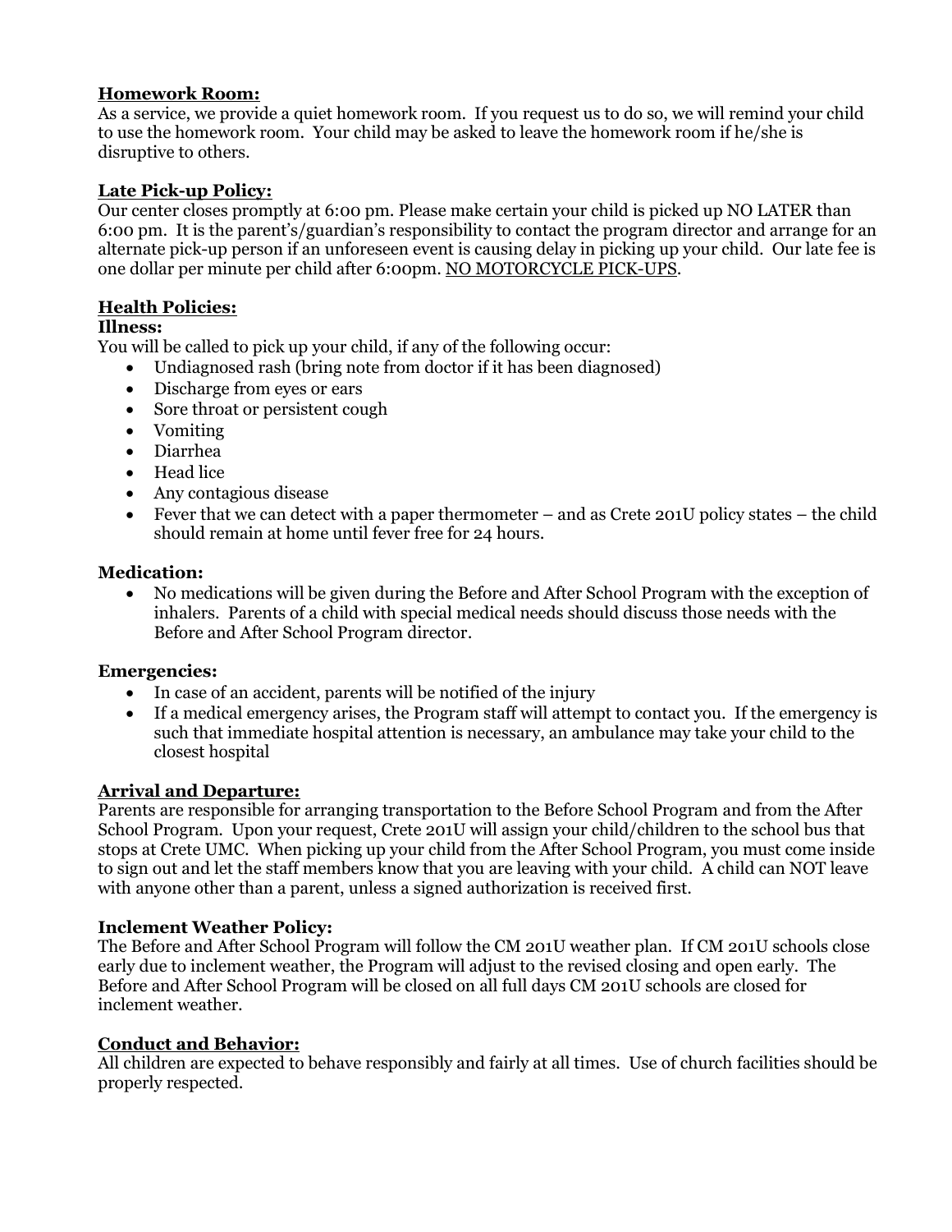**Homework Room:**
As a service, we provide a quiet homework room. If you request us to do so, we will remind your child to use the homework room. Your child may be asked to leave the homework room if he/she is disruptive to others.

**Late Pick-up Policy:**
Our center closes promptly at 6:00 pm. Please make certain your child is picked up NO LATER than 6:00 pm. It is the parent's/guardian's responsibility to contact the program director and arrange for an alternate pick-up person if an unforeseen event is causing delay in picking up your child. Our late fee is one dollar per minute per child after 6:00pm. NO MOTORCYCLE PICK-UPS.

**Health Policies:**

**Illness:**
You will be called to pick up your child, if any of the following occur:

- Undiagnosed rash (bring note from doctor if it has been diagnosed)
- Discharge from eyes or ears
- Sore throat or persistent cough
- Vomiting
- Diarrhea
- Head lice
- Any contagious disease
- Fever that we can detect with a paper thermometer – and as Crete 201U policy states – the child should remain at home until fever free for 24 hours.

**Medication:**

- No medications will be given during the Before and After School Program with the exception of inhalers. Parents of a child with special medical needs should discuss those needs with the Before and After School Program director.

**Emergencies:**

- In case of an accident, parents will be notified of the injury
- If a medical emergency arises, the Program staff will attempt to contact you. If the emergency is such that immediate hospital attention is necessary, an ambulance may take your child to the closest hospital

**Arrival and Departure:**
Parents are responsible for arranging transportation to the Before School Program and from the After School Program. Upon your request, Crete 201U will assign your child/children to the school bus that stops at Crete UMC. When picking up your child from the After School Program, you must come inside to sign out and let the staff members know that you are leaving with your child. A child can NOT leave with anyone other than a parent, unless a signed authorization is received first.

**Inclement Weather Policy:**
The Before and After School Program will follow the CM 201U weather plan. If CM 201U schools close early due to inclement weather, the Program will adjust to the revised closing and open early. The Before and After School Program will be closed on all full days CM 201U schools are closed for inclement weather.

**Conduct and Behavior:**
All children are expected to behave responsibly and fairly at all times. Use of church facilities should be properly respected.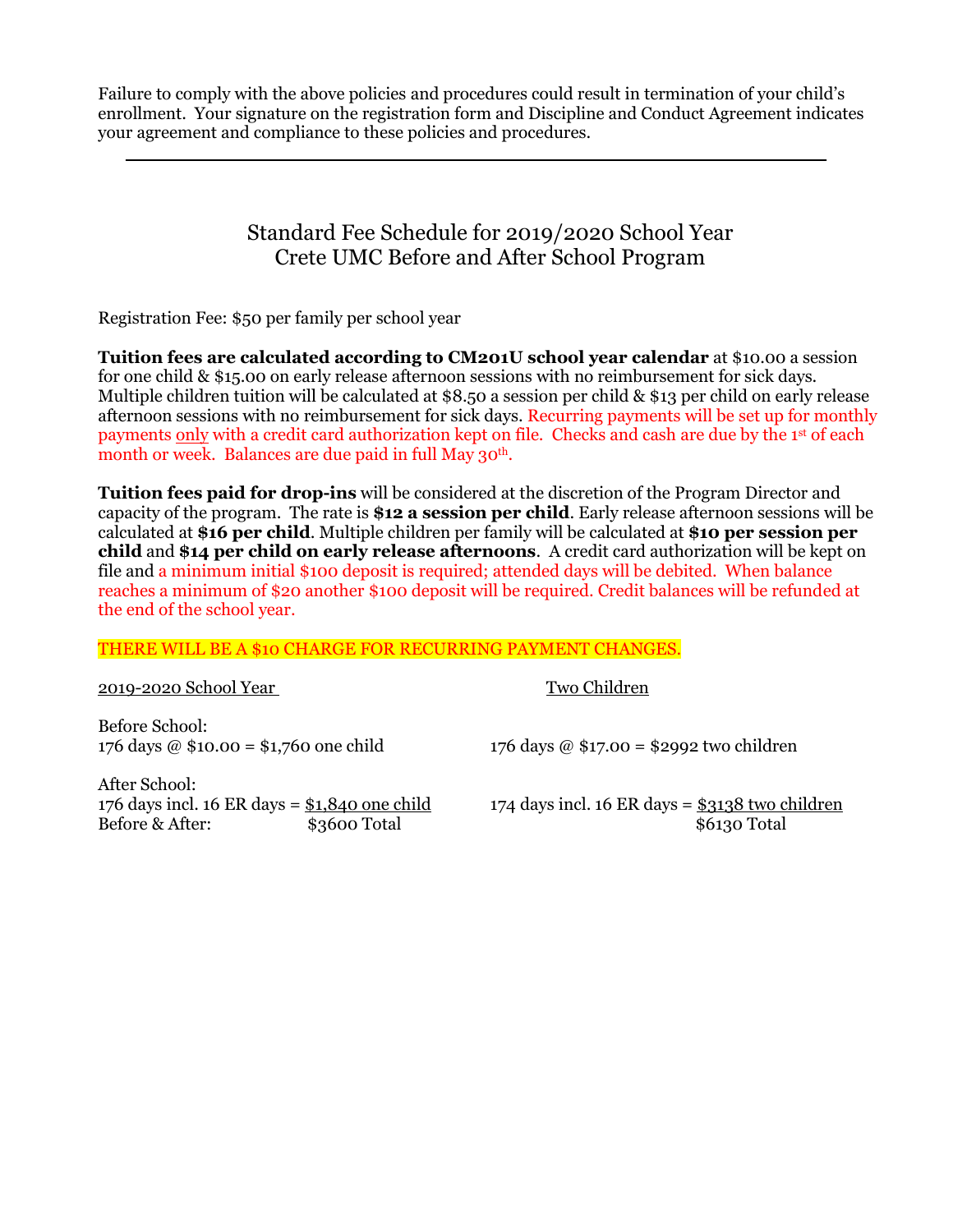Failure to comply with the above policies and procedures could result in termination of your child's enrollment. Your signature on the registration form and Discipline and Conduct Agreement indicates your agreement and compliance to these policies and procedures.

---

## Standard Fee Schedule for 2019/2020 School Year
## Crete UMC Before and After School Program

Registration Fee: $50 per family per school year

**Tuition fees are calculated according to CM201U school year calendar** at $10.00 a session for one child & $15.00 on early release afternoon sessions with no reimbursement for sick days. Multiple children tuition will be calculated at $8.50 a session per child & $13 per child on early release afternoon sessions with no reimbursement for sick days. Recurring payments will be set up for monthly payments only with a credit card authorization kept on file. Checks and cash are due by the 1st of each month or week. Balances are due paid in full May 30th.

**Tuition fees paid for drop-ins** will be considered at the discretion of the Program Director and capacity of the program. The rate is **$12 a session per child**. Early release afternoon sessions will be calculated at **$16 per child**. Multiple children per family will be calculated at **$10 per session per child** and **$14 per child on early release afternoons**. A credit card authorization will be kept on file and a minimum initial $100 deposit is required; attended days will be debited. When balance reaches a minimum of $20 another $100 deposit will be required. Credit balances will be refunded at the end of the school year.

THERE WILL BE A $10 CHARGE FOR RECURRING PAYMENT CHANGES.

| 2019-2020 School Year | Two Children |
|---|---|
| Before School: 176 days @ $10.00 = $1,760 one child | 176 days @ $17.00 = $2992 two children |
| After School: 176 days incl. 16 ER days = $1,840 one child | 174 days incl. 16 ER days = $3138 two children |
| Before & After: $3600 Total | $6130 Total |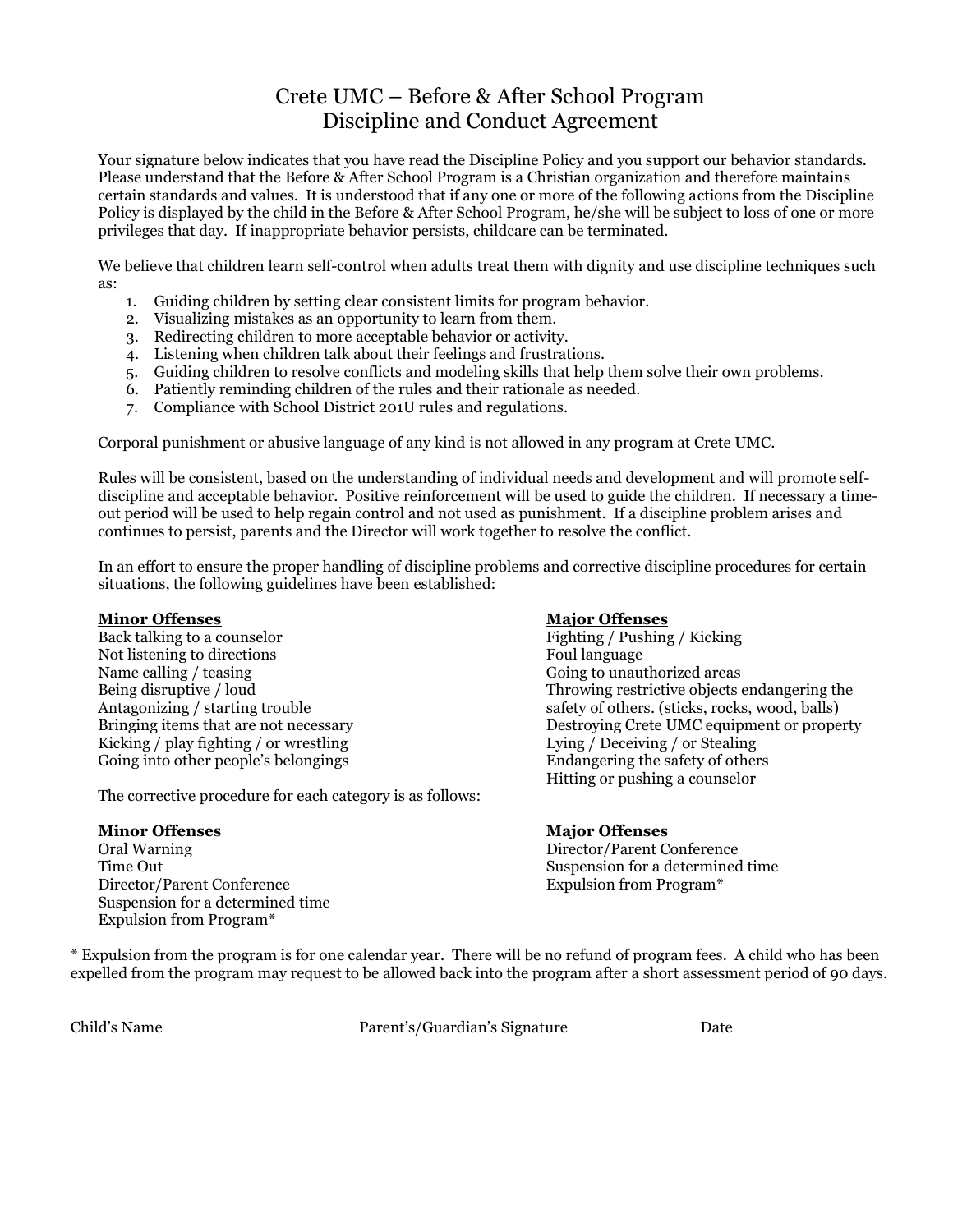# Crete UMC – Before & After School Program
## Discipline and Conduct Agreement

Your signature below indicates that you have read the Discipline Policy and you support our behavior standards. Please understand that the Before & After School Program is a Christian organization and therefore maintains certain standards and values. It is understood that if any one or more of the following actions from the Discipline Policy is displayed by the child in the Before & After School Program, he/she will be subject to loss of one or more privileges that day. If inappropriate behavior persists, childcare can be terminated.

We believe that children learn self-control when adults treat them with dignity and use discipline techniques such as:

1. Guiding children by setting clear consistent limits for program behavior.
2. Visualizing mistakes as an opportunity to learn from them.
3. Redirecting children to more acceptable behavior or activity.
4. Listening when children talk about their feelings and frustrations.
5. Guiding children to resolve conflicts and modeling skills that help them solve their own problems.
6. Patiently reminding children of the rules and their rationale as needed.
7. Compliance with School District 201U rules and regulations.

Corporal punishment or abusive language of any kind is not allowed in any program at Crete UMC.

Rules will be consistent, based on the understanding of individual needs and development and will promote self-discipline and acceptable behavior. Positive reinforcement will be used to guide the children. If necessary a time-out period will be used to help regain control and not used as punishment. If a discipline problem arises and continues to persist, parents and the Director will work together to resolve the conflict.

In an effort to ensure the proper handling of discipline problems and corrective discipline procedures for certain situations, the following guidelines have been established:

**Minor Offenses**

Back talking to a counselor
Not listening to directions
Name calling / teasing
Being disruptive / loud
Antagonizing / starting trouble
Bringing items that are not necessary
Kicking / play fighting / or wrestling
Going into other people's belongings

**Major Offenses**

Fighting / Pushing / Kicking
Foul language
Going to unauthorized areas
Throwing restrictive objects endangering the safety of others. (sticks, rocks, wood, balls)
Destroying Crete UMC equipment or property
Lying / Deceiving / or Stealing
Endangering the safety of others
Hitting or pushing a counselor

The corrective procedure for each category is as follows:

**Minor Offenses**

Oral Warning
Time Out
Director/Parent Conference
Suspension for a determined time
Expulsion from Program*

**Major Offenses**

Director/Parent Conference
Suspension for a determined time
Expulsion from Program*

\* Expulsion from the program is for one calendar year. There will be no refund of program fees. A child who has been expelled from the program may request to be allowed back into the program after a short assessment period of 90 days.

| Child's Name | Parent's/Guardian's Signature | Date |
|---|---|---|
| | | |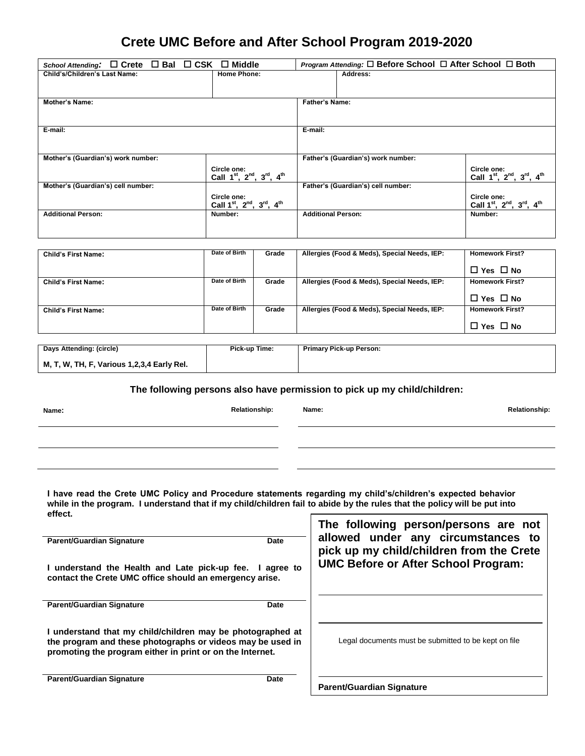# Crete UMC Before and After School Program 2019-2020

| *School Attending:* ☐ Crete ☐ Bal ☐ CSK ☐ Middle | | *Program Attending:* ☐ Before School ☐ After School ☐ Both | |
|---|---|---|---|
| **Child's/Children's Last Name:** | **Home Phone:** | **Address:** | |
| **Mother's Name:** | | **Father's Name:** | |
| **E-mail:** | | **E-mail:** | |
| **Mother's (Guardian's) work number:** | Circle one: Call 1st, 2nd, 3rd, 4th | **Father's (Guardian's) work number:** | Circle one: Call 1st, 2nd, 3rd, 4th |
| **Mother's (Guardian's) cell number:** | Circle one: Call 1st, 2nd, 3rd, 4th | **Father's (Guardian's) cell number:** | Circle one: Call 1st, 2nd, 3rd, 4th |
| **Additional Person:** | **Number:** | **Additional Person:** | **Number:** |

| Child's First Name: | Date of Birth | Grade | Allergies (Food & Meds), Special Needs, IEP: | Homework First? |
|---|---|---|---|---|
| | | | | ☐ Yes ☐ No |
| **Child's First Name:** | **Date of Birth** | **Grade** | **Allergies (Food & Meds), Special Needs, IEP:** | **Homework First?** |
| | | | | ☐ Yes ☐ No |
| **Child's First Name:** | **Date of Birth** | **Grade** | **Allergies (Food & Meds), Special Needs, IEP:** | **Homework First?** |
| | | | | ☐ Yes ☐ No |

| Days Attending: (circle) | Pick-up Time: | Primary Pick-up Person: |
|---|---|---|
| M, T, W, TH, F, Various 1,2,3,4 Early Rel. | | |

**The following persons also have permission to pick up my child/children:**

| Name: | Relationship: | Name: | Relationship: |
|---|---|---|---|
| | | | |
| | | | |
| | | | |

**I have read the Crete UMC Policy and Procedure statements regarding my child's/children's expected behavior while in the program. I understand that if my child/children fail to abide by the rules that the policy will be put into effect.**

**Parent/Guardian Signature** **Date**

**I understand the Health and Late pick-up fee. I agree to contact the Crete UMC office should an emergency arise.**

**Parent/Guardian Signature** **Date**

**I understand that my child/children may be photographed at the program and these photographs or videos may be used in promoting the program either in print or on the Internet.**

**Parent/Guardian Signature** **Date**

**The following person/persons are not allowed under any circumstances to pick up my child/children from the Crete UMC Before or After School Program:**

Legal documents must be submitted to be kept on file

**Parent/Guardian Signature**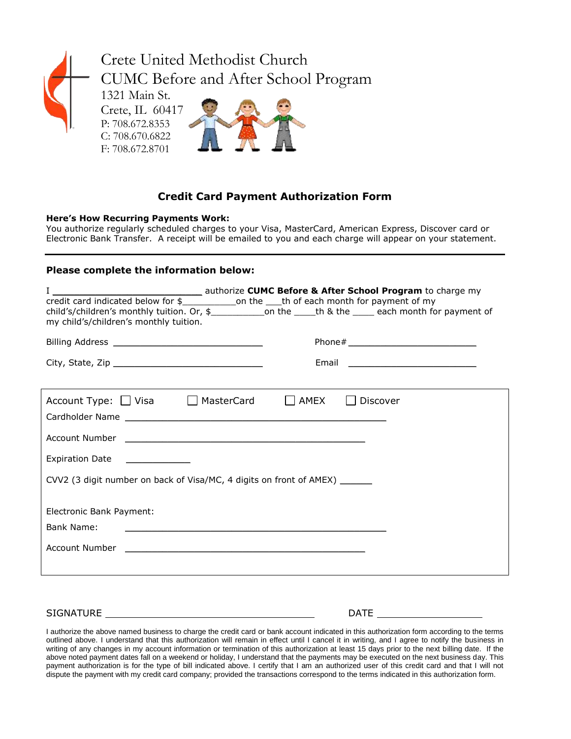Crete United Methodist Church
CUMC Before and After School Program
1321 Main St.
Crete, IL 60417
P: 708.672.8353
C: 708.670.6822
F: 708.672.8701

## Credit Card Payment Authorization Form

**Here's How Recurring Payments Work:**
You authorize regularly scheduled charges to your Visa, MasterCard, American Express, Discover card or Electronic Bank Transfer. A receipt will be emailed to you and each charge will appear on your statement.

---

**Please complete the information below:**

I ___________________________ authorize **CUMC Before & After School Program** to charge my credit card indicated below for $__________on the ___th of each month for payment of my child's/children's monthly tuition. Or, $__________on the ____th & the ____ each month for payment of my child's/children's monthly tuition.

Billing Address ___________________________ Phone# ________________________

City, State, Zip ___________________________ Email ________________________

Account Type: ☐ Visa ☐ MasterCard ☐ AMEX ☐ Discover

Cardholder Name ______________________________________________

Account Number ______________________________________________

Expiration Date ____________

CVV2 (3 digit number on back of Visa/MC, 4 digits on front of AMEX) ______

Electronic Bank Payment:

Bank Name: ______________________________________________

Account Number ______________________________________________

SIGNATURE ______________________________________ DATE ____________________

I authorize the above named business to charge the credit card or bank account indicated in this authorization form according to the terms outlined above. I understand that this authorization will remain in effect until I cancel it in writing, and I agree to notify the business in writing of any changes in my account information or termination of this authorization at least 15 days prior to the next billing date. If the above noted payment dates fall on a weekend or holiday, I understand that the payments may be executed on the next business day. This payment authorization is for the type of bill indicated above. I certify that I am an authorized user of this credit card and that I will not dispute the payment with my credit card company; provided the transactions correspond to the terms indicated in this authorization form.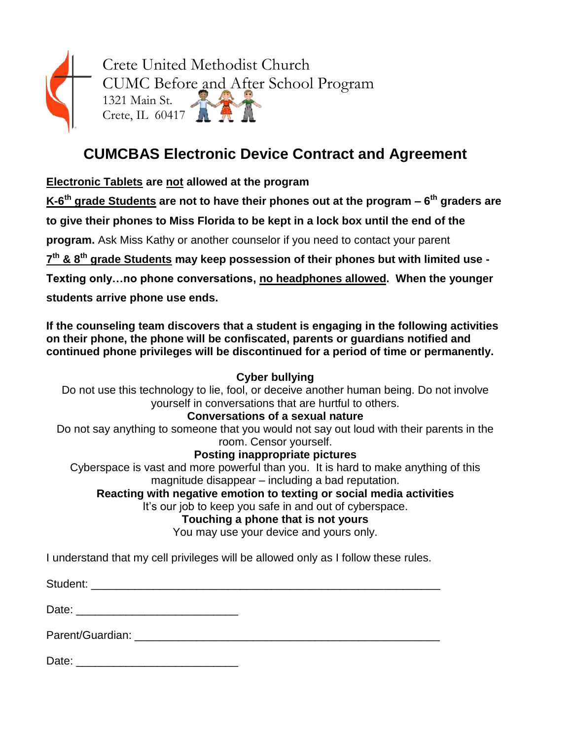Crete United Methodist Church
CUMC Before and After School Program
1321 Main St.
Crete, IL 60417

# CUMCBAS Electronic Device Contract and Agreement

**Electronic Tablets are not allowed at the program**

**K-6th grade Students are not to have their phones out at the program – 6th graders are to give their phones to Miss Florida to be kept in a lock box until the end of the program.** Ask Miss Kathy or another counselor if you need to contact your parent

**7th & 8th grade Students may keep possession of their phones but with limited use - Texting only…no phone conversations, no headphones allowed. When the younger students arrive phone use ends.**

**If the counseling team discovers that a student is engaging in the following activities on their phone, the phone will be confiscated, parents or guardians notified and continued phone privileges will be discontinued for a period of time or permanently.**

**Cyber bullying**
Do not use this technology to lie, fool, or deceive another human being. Do not involve yourself in conversations that are hurtful to others.

**Conversations of a sexual nature**
Do not say anything to someone that you would not say out loud with their parents in the room. Censor yourself.

**Posting inappropriate pictures**
Cyberspace is vast and more powerful than you. It is hard to make anything of this magnitude disappear – including a bad reputation.

**Reacting with negative emotion to texting or social media activities**
It's our job to keep you safe in and out of cyberspace.

**Touching a phone that is not yours**
You may use your device and yours only.

I understand that my cell privileges will be allowed only as I follow these rules.

Student: ___________________________________________________________

Date: ___________________________

Parent/Guardian: ____________________________________________________

Date: ___________________________